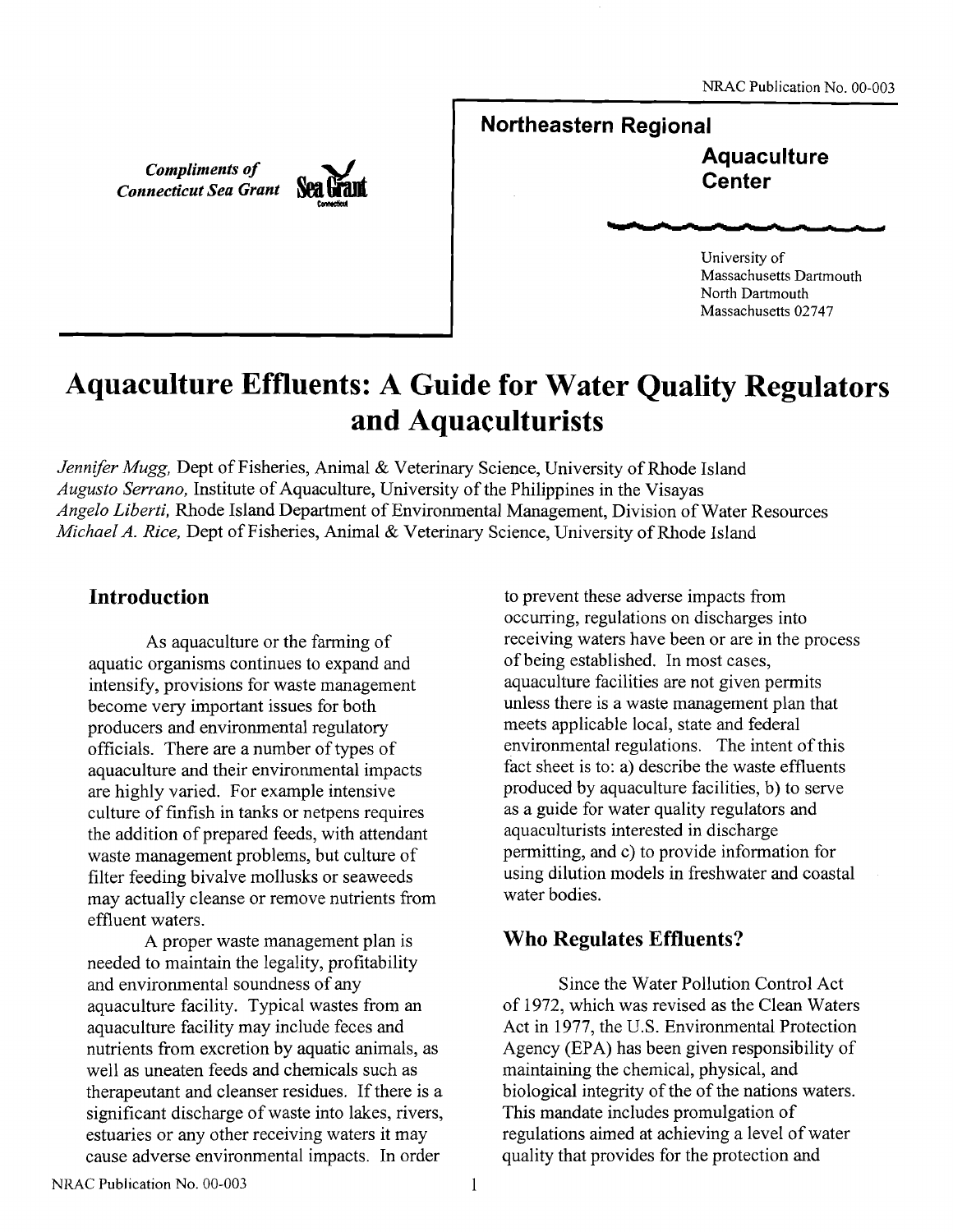Compliments of
Connecticut Sea Grant

**Northeastern Regional Aquaculture Center**

University of Massachusetts Dartmouth
North Dartmouth
Massachusetts 02747

# Aquaculture Effluents: A Guide for Water Quality Regulators and Aquaculturists

*Jennifer Mugg,* Dept of Fisheries, Animal & Veterinary Science, University of Rhode Island
*Augusto Serrano,* Institute of Aquaculture, University of the Philippines in the Visayas
*Angelo Liberti,* Rhode Island Department of Environmental Management, Division of Water Resources
*Michael A. Rice,* Dept of Fisheries, Animal & Veterinary Science, University of Rhode Island

## Introduction

As aquaculture or the farming of aquatic organisms continues to expand and intensify, provisions for waste management become very important issues for both producers and environmental regulatory officials. There are a number of types of aquaculture and their environmental impacts are highly varied. For example intensive culture of finfish in tanks or netpens requires the addition of prepared feeds, with attendant waste management problems, but culture of filter feeding bivalve mollusks or seaweeds may actually cleanse or remove nutrients from effluent waters.

A proper waste management plan is needed to maintain the legality, profitability and environmental soundness of any aquaculture facility. Typical wastes from an aquaculture facility may include feces and nutrients from excretion by aquatic animals, as well as uneaten feeds and chemicals such as therapeutant and cleanser residues. If there is a significant discharge of waste into lakes, rivers, estuaries or any other receiving waters it may cause adverse environmental impacts. In order to prevent these adverse impacts from occurring, regulations on discharges into receiving waters have been or are in the process of being established. In most cases, aquaculture facilities are not given permits unless there is a waste management plan that meets applicable local, state and federal environmental regulations. The intent of this fact sheet is to: a) describe the waste effluents produced by aquaculture facilities, b) to serve as a guide for water quality regulators and aquaculturists interested in discharge permitting, and c) to provide information for using dilution models in freshwater and coastal water bodies.

## Who Regulates Effluents?

Since the Water Pollution Control Act of 1972, which was revised as the Clean Waters Act in 1977, the U.S. Environmental Protection Agency (EPA) has been given responsibility of maintaining the chemical, physical, and biological integrity of the of the nations waters. This mandate includes promulgation of regulations aimed at achieving a level of water quality that provides for the protection and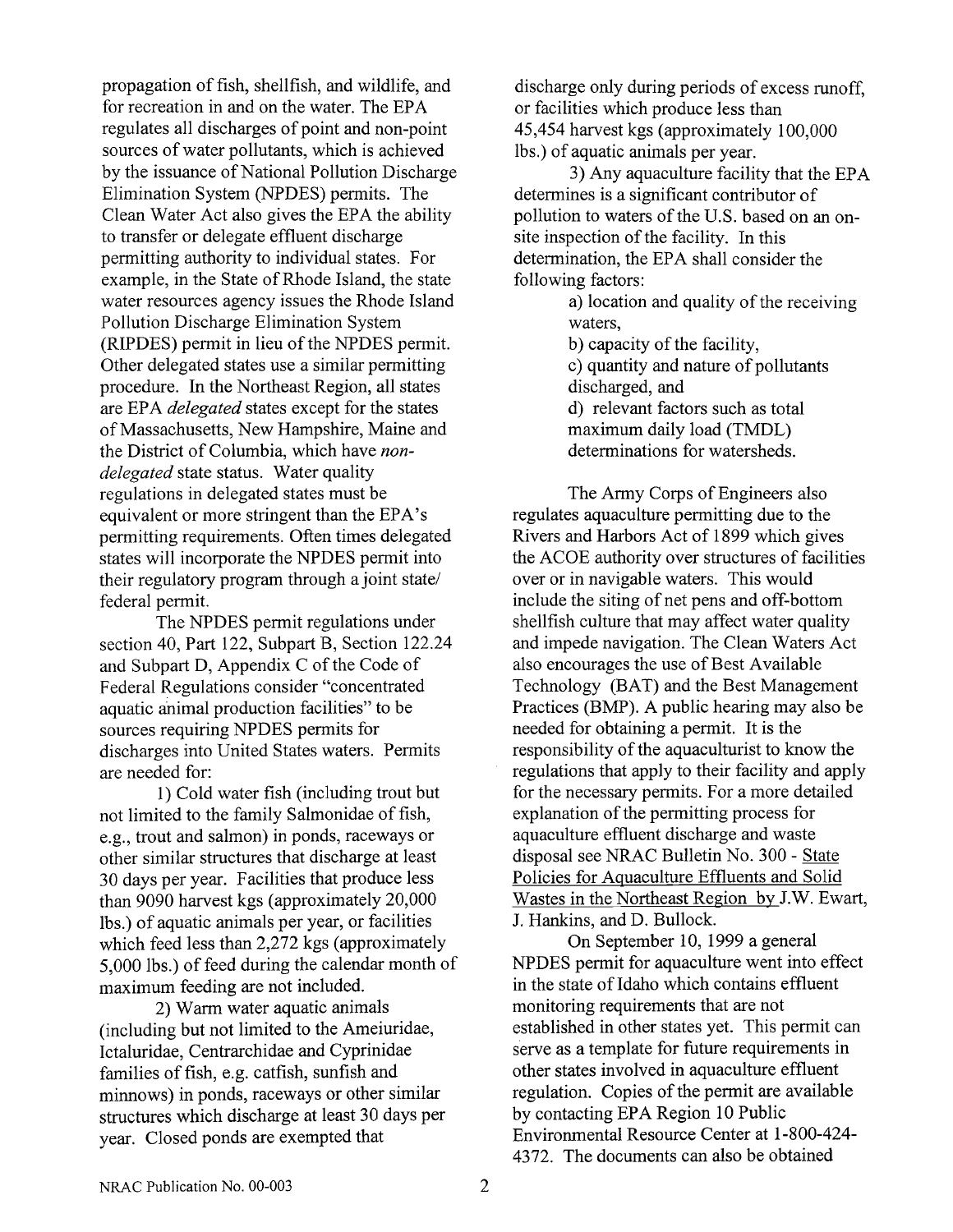propagation of fish, shellfish, and wildlife, and for recreation in and on the water. The EPA regulates all discharges of point and non-point sources of water pollutants, which is achieved by the issuance of National Pollution Discharge Elimination System (NPDES) permits. The Clean Water Act also gives the EPA the ability to transfer or delegate effluent discharge permitting authority to individual states. For example, in the State of Rhode Island, the state water resources agency issues the Rhode Island Pollution Discharge Elimination System (RIPDES) permit in lieu of the NPDES permit. Other delegated states use a similar permitting procedure. In the Northeast Region, all states are EPA *delegated* states except for the states of Massachusetts, New Hampshire, Maine and the District of Columbia, which have *non-delegated* state status. Water quality regulations in delegated states must be equivalent or more stringent than the EPA's permitting requirements. Often times delegated states will incorporate the NPDES permit into their regulatory program through a joint state/ federal permit.

The NPDES permit regulations under section 40, Part 122, Subpart B, Section 122.24 and Subpart D, Appendix C of the Code of Federal Regulations consider "concentrated aquatic animal production facilities" to be sources requiring NPDES permits for discharges into United States waters. Permits are needed for:

1) Cold water fish (including trout but not limited to the family Salmonidae of fish, e.g., trout and salmon) in ponds, raceways or other similar structures that discharge at least 30 days per year. Facilities that produce less than 9090 harvest kgs (approximately 20,000 lbs.) of aquatic animals per year, or facilities which feed less than 2,272 kgs (approximately 5,000 lbs.) of feed during the calendar month of maximum feeding are not included.

2) Warm water aquatic animals (including but not limited to the Ameiuridae, Ictaluridae, Centrarchidae and Cyprinidae families of fish, e.g. catfish, sunfish and minnows) in ponds, raceways or other similar structures which discharge at least 30 days per year. Closed ponds are exempted that discharge only during periods of excess runoff, or facilities which produce less than 45,454 harvest kgs (approximately 100,000 lbs.) of aquatic animals per year.

3) Any aquaculture facility that the EPA determines is a significant contributor of pollution to waters of the U.S. based on an on-site inspection of the facility. In this determination, the EPA shall consider the following factors:

a) location and quality of the receiving waters,

b) capacity of the facility,

c) quantity and nature of pollutants discharged, and

d) relevant factors such as total maximum daily load (TMDL) determinations for watersheds.

The Army Corps of Engineers also regulates aquaculture permitting due to the Rivers and Harbors Act of 1899 which gives the ACOE authority over structures of facilities over or in navigable waters. This would include the siting of net pens and off-bottom shellfish culture that may affect water quality and impede navigation. The Clean Waters Act also encourages the use of Best Available Technology (BAT) and the Best Management Practices (BMP). A public hearing may also be needed for obtaining a permit. It is the responsibility of the aquaculturist to know the regulations that apply to their facility and apply for the necessary permits. For a more detailed explanation of the permitting process for aquaculture effluent discharge and waste disposal see NRAC Bulletin No. 300 - State Policies for Aquaculture Effluents and Solid Wastes in the Northeast Region by J.W. Ewart, J. Hankins, and D. Bullock.

On September 10, 1999 a general NPDES permit for aquaculture went into effect in the state of Idaho which contains effluent monitoring requirements that are not established in other states yet. This permit can serve as a template for future requirements in other states involved in aquaculture effluent regulation. Copies of the permit are available by contacting EPA Region 10 Public Environmental Resource Center at 1-800-424-4372. The documents can also be obtained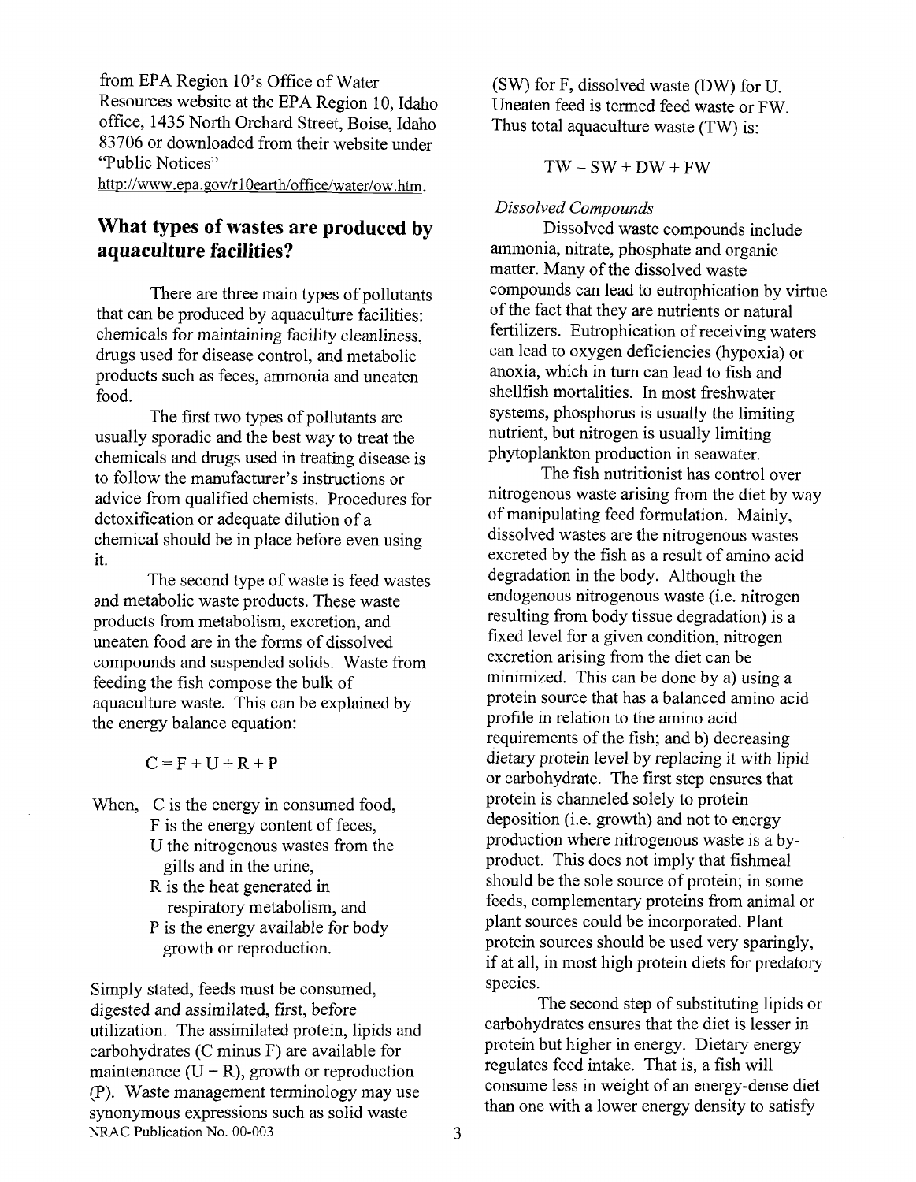from EPA Region 10's Office of Water Resources website at the EPA Region 10, Idaho office, 1435 North Orchard Street, Boise, Idaho 83706 or downloaded from their website under "Public Notices" http://www.epa.gov/r10earth/office/water/ow.htm.

## What types of wastes are produced by aquaculture facilities?

There are three main types of pollutants that can be produced by aquaculture facilities: chemicals for maintaining facility cleanliness, drugs used for disease control, and metabolic products such as feces, ammonia and uneaten food.

The first two types of pollutants are usually sporadic and the best way to treat the chemicals and drugs used in treating disease is to follow the manufacturer's instructions or advice from qualified chemists. Procedures for detoxification or adequate dilution of a chemical should be in place before even using it.

The second type of waste is feed wastes and metabolic waste products. These waste products from metabolism, excretion, and uneaten food are in the forms of dissolved compounds and suspended solids. Waste from feeding the fish compose the bulk of aquaculture waste. This can be explained by the energy balance equation:

$$C = F + U + R + P$$

When, C is the energy in consumed food,
F is the energy content of feces,
U the nitrogenous wastes from the gills and in the urine,
R is the heat generated in respiratory metabolism, and
P is the energy available for body growth or reproduction.

Simply stated, feeds must be consumed, digested and assimilated, first, before utilization. The assimilated protein, lipids and carbohydrates (C minus F) are available for maintenance (U + R), growth or reproduction (P). Waste management terminology may use synonymous expressions such as solid waste (SW) for F, dissolved waste (DW) for U. Uneaten feed is termed feed waste or FW. Thus total aquaculture waste (TW) is:

$$TW = SW + DW + FW$$

*Dissolved Compounds*

Dissolved waste compounds include ammonia, nitrate, phosphate and organic matter. Many of the dissolved waste compounds can lead to eutrophication by virtue of the fact that they are nutrients or natural fertilizers. Eutrophication of receiving waters can lead to oxygen deficiencies (hypoxia) or anoxia, which in turn can lead to fish and shellfish mortalities. In most freshwater systems, phosphorus is usually the limiting nutrient, but nitrogen is usually limiting phytoplankton production in seawater.

The fish nutritionist has control over nitrogenous waste arising from the diet by way of manipulating feed formulation. Mainly, dissolved wastes are the nitrogenous wastes excreted by the fish as a result of amino acid degradation in the body. Although the endogenous nitrogenous waste (i.e. nitrogen resulting from body tissue degradation) is a fixed level for a given condition, nitrogen excretion arising from the diet can be minimized. This can be done by a) using a protein source that has a balanced amino acid profile in relation to the amino acid requirements of the fish; and b) decreasing dietary protein level by replacing it with lipid or carbohydrate. The first step ensures that protein is channeled solely to protein deposition (i.e. growth) and not to energy production where nitrogenous waste is a by-product. This does not imply that fishmeal should be the sole source of protein; in some feeds, complementary proteins from animal or plant sources could be incorporated. Plant protein sources should be used very sparingly, if at all, in most high protein diets for predatory species.

The second step of substituting lipids or carbohydrates ensures that the diet is lesser in protein but higher in energy. Dietary energy regulates feed intake. That is, a fish will consume less in weight of an energy-dense diet than one with a lower energy density to satisfy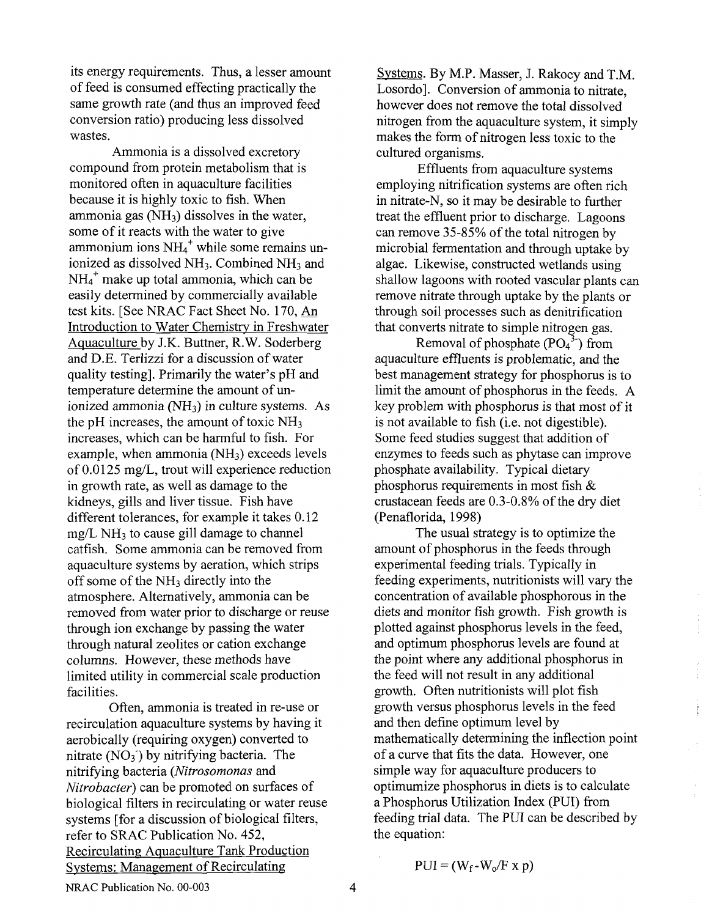its energy requirements. Thus, a lesser amount of feed is consumed effecting practically the same growth rate (and thus an improved feed conversion ratio) producing less dissolved wastes.

Ammonia is a dissolved excretory compound from protein metabolism that is monitored often in aquaculture facilities because it is highly toxic to fish. When ammonia gas ($NH_3$) dissolves in the water, some of it reacts with the water to give ammonium ions $NH_4^+$ while some remains un-ionized as dissolved $NH_3$. Combined $NH_3$ and $NH_4^+$ make up total ammonia, which can be easily determined by commercially available test kits. [See NRAC Fact Sheet No. 170, An Introduction to Water Chemistry in Freshwater Aquaculture by J.K. Buttner, R.W. Soderberg and D.E. Terlizzi for a discussion of water quality testing]. Primarily the water's pH and temperature determine the amount of un-ionized ammonia ($NH_3$) in culture systems. As the pH increases, the amount of toxic $NH_3$ increases, which can be harmful to fish. For example, when ammonia ($NH_3$) exceeds levels of 0.0125 mg/L, trout will experience reduction in growth rate, as well as damage to the kidneys, gills and liver tissue. Fish have different tolerances, for example it takes 0.12 mg/L $NH_3$ to cause gill damage to channel catfish. Some ammonia can be removed from aquaculture systems by aeration, which strips off some of the $NH_3$ directly into the atmosphere. Alternatively, ammonia can be removed from water prior to discharge or reuse through ion exchange by passing the water through natural zeolites or cation exchange columns. However, these methods have limited utility in commercial scale production facilities.

Often, ammonia is treated in re-use or recirculation aquaculture systems by having it aerobically (requiring oxygen) converted to nitrate ($NO_3^-$) by nitrifying bacteria. The nitrifying bacteria (*Nitrosomonas* and *Nitrobacter*) can be promoted on surfaces of biological filters in recirculating or water reuse systems [for a discussion of biological filters, refer to SRAC Publication No. 452, Recirculating Aquaculture Tank Production Systems: Management of Recirculating Systems. By M.P. Masser, J. Rakocy and T.M. Losordo]. Conversion of ammonia to nitrate, however does not remove the total dissolved nitrogen from the aquaculture system, it simply makes the form of nitrogen less toxic to the cultured organisms.

Effluents from aquaculture systems employing nitrification systems are often rich in nitrate-N, so it may be desirable to further treat the effluent prior to discharge. Lagoons can remove 35-85% of the total nitrogen by microbial fermentation and through uptake by algae. Likewise, constructed wetlands using shallow lagoons with rooted vascular plants can remove nitrate through uptake by the plants or through soil processes such as denitrification that converts nitrate to simple nitrogen gas.

Removal of phosphate ($PO_4^{3-}$) from aquaculture effluents is problematic, and the best management strategy for phosphorus is to limit the amount of phosphorus in the feeds. A key problem with phosphorus is that most of it is not available to fish (i.e. not digestible). Some feed studies suggest that addition of enzymes to feeds such as phytase can improve phosphate availability. Typical dietary phosphorus requirements in most fish & crustacean feeds are 0.3-0.8% of the dry diet (Penaflorida, 1998)

The usual strategy is to optimize the amount of phosphorus in the feeds through experimental feeding trials. Typically in feeding experiments, nutritionists will vary the concentration of available phosphorous in the diets and monitor fish growth. Fish growth is plotted against phosphorus levels in the feed, and optimum phosphorus levels are found at the point where any additional phosphorus in the feed will not result in any additional growth. Often nutritionists will plot fish growth versus phosphorus levels in the feed and then define optimum level by mathematically determining the inflection point of a curve that fits the data. However, one simple way for aquaculture producers to optimumize phosphorus in diets is to calculate a Phosphorus Utilization Index (PUI) from feeding trial data. The PUI can be described by the equation:

$$PUI = (W_f - W_o/F \times p)$$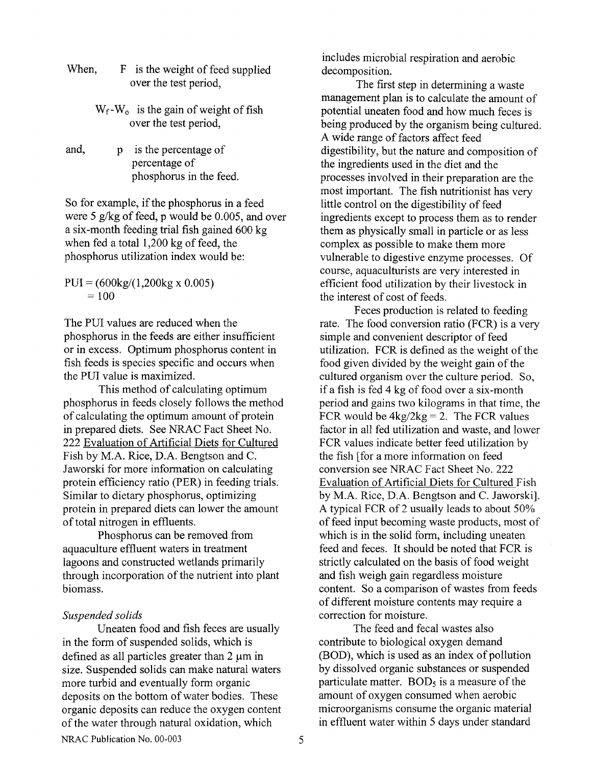When, F is the weight of feed supplied over the test period,

$W_f$-$W_o$ is the gain of weight of fish over the test period,

and, p is the percentage of percentage of phosphorus in the feed.

So for example, if the phosphorus in a feed were 5 g/kg of feed, p would be 0.005, and over a six-month feeding trial fish gained 600 kg when fed a total 1,200 kg of feed, the phosphorus utilization index would be:

$$PUI = (600kg/(1{,}200kg \times 0.005)$$
$$= 100$$

The PUI values are reduced when the phosphorus in the feeds are either insufficient or in excess. Optimum phosphorus content in fish feeds is species specific and occurs when the PUI value is maximized.

This method of calculating optimum phosphorus in feeds closely follows the method of calculating the optimum amount of protein in prepared diets. See NRAC Fact Sheet No. 222 Evaluation of Artificial Diets for Cultured Fish by M.A. Rice, D.A. Bengtson and C. Jaworski for more information on calculating protein efficiency ratio (PER) in feeding trials. Similar to dietary phosphorus, optimizing protein in prepared diets can lower the amount of total nitrogen in effluents.

Phosphorus can be removed from aquaculture effluent waters in treatment lagoons and constructed wetlands primarily through incorporation of the nutrient into plant biomass.

*Suspended solids*

Uneaten food and fish feces are usually in the form of suspended solids, which is defined as all particles greater than 2 µm in size. Suspended solids can make natural waters more turbid and eventually form organic deposits on the bottom of water bodies. These organic deposits can reduce the oxygen content of the water through natural oxidation, which includes microbial respiration and aerobic decomposition.

The first step in determining a waste management plan is to calculate the amount of potential uneaten food and how much feces is being produced by the organism being cultured. A wide range of factors affect feed digestibility, but the nature and composition of the ingredients used in the diet and the processes involved in their preparation are the most important. The fish nutritionist has very little control on the digestibility of feed ingredients except to process them as to render them as physically small in particle or as less complex as possible to make them more vulnerable to digestive enzyme processes. Of course, aquaculturists are very interested in efficient food utilization by their livestock in the interest of cost of feeds.

Feces production is related to feeding rate. The food conversion ratio (FCR) is a very simple and convenient descriptor of feed utilization. FCR is defined as the weight of the food given divided by the weight gain of the cultured organism over the culture period. So, if a fish is fed 4 kg of food over a six-month period and gains two kilograms in that time, the FCR would be $4kg/2kg = 2$. The FCR values factor in all fed utilization and waste, and lower FCR values indicate better feed utilization by the fish [for a more information on feed conversion see NRAC Fact Sheet No. 222 Evaluation of Artificial Diets for Cultured Fish by M.A. Rice, D.A. Bengtson and C. Jaworski]. A typical FCR of 2 usually leads to about 50% of feed input becoming waste products, most of which is in the solid form, including uneaten feed and feces. It should be noted that FCR is strictly calculated on the basis of food weight and fish weigh gain regardless moisture content. So a comparison of wastes from feeds of different moisture contents may require a correction for moisture.

The feed and fecal wastes also contribute to biological oxygen demand (BOD), which is used as an index of pollution by dissolved organic substances or suspended particulate matter. $BOD_5$ is a measure of the amount of oxygen consumed when aerobic microorganisms consume the organic material in effluent water within 5 days under standard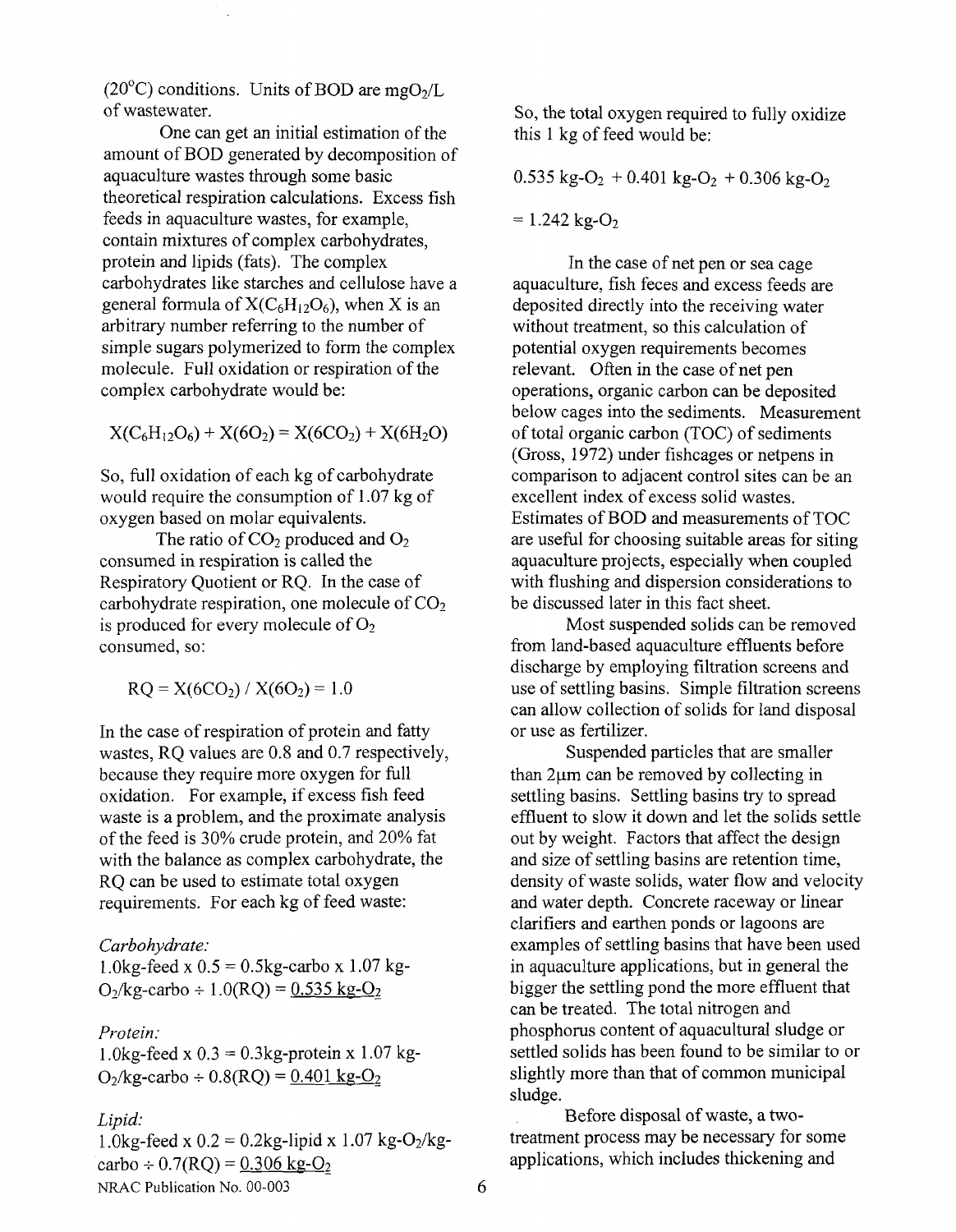(20°C) conditions. Units of BOD are $mgO_2/L$ of wastewater.

One can get an initial estimation of the amount of BOD generated by decomposition of aquaculture wastes through some basic theoretical respiration calculations. Excess fish feeds in aquaculture wastes, for example, contain mixtures of complex carbohydrates, protein and lipids (fats). The complex carbohydrates like starches and cellulose have a general formula of $X(C_6H_{12}O_6)$, when X is an arbitrary number referring to the number of simple sugars polymerized to form the complex molecule. Full oxidation or respiration of the complex carbohydrate would be:

$$X(C_6H_{12}O_6) + X(6O_2) = X(6CO_2) + X(6H_2O)$$

So, full oxidation of each kg of carbohydrate would require the consumption of 1.07 kg of oxygen based on molar equivalents.

The ratio of $CO_2$ produced and $O_2$ consumed in respiration is called the Respiratory Quotient or RQ. In the case of carbohydrate respiration, one molecule of $CO_2$ is produced for every molecule of $O_2$ consumed, so:

$$RQ = X(6CO_2) / X(6O_2) = 1.0$$

In the case of respiration of protein and fatty wastes, RQ values are 0.8 and 0.7 respectively, because they require more oxygen for full oxidation. For example, if excess fish feed waste is a problem, and the proximate analysis of the feed is 30% crude protein, and 20% fat with the balance as complex carbohydrate, the RQ can be used to estimate total oxygen requirements. For each kg of feed waste:

*Carbohydrate:*
1.0kg-feed x 0.5 = 0.5kg-carbo x 1.07 kg-$O_2$/kg-carbo ÷ 1.0(RQ) = <u>0.535 kg-$O_2$</u>

*Protein:*
1.0kg-feed x 0.3 = 0.3kg-protein x 1.07 kg-$O_2$/kg-carbo ÷ 0.8(RQ) = <u>0.401 kg-$O_2$</u>

*Lipid:*
1.0kg-feed x 0.2 = 0.2kg-lipid x 1.07 kg-$O_2$/kg-carbo ÷ 0.7(RQ) = <u>0.306 kg-$O_2$</u>

So, the total oxygen required to fully oxidize this 1 kg of feed would be:

0.535 kg-$O_2$ + 0.401 kg-$O_2$ + 0.306 kg-$O_2$

= 1.242 kg-$O_2$

In the case of net pen or sea cage aquaculture, fish feces and excess feeds are deposited directly into the receiving water without treatment, so this calculation of potential oxygen requirements becomes relevant. Often in the case of net pen operations, organic carbon can be deposited below cages into the sediments. Measurement of total organic carbon (TOC) of sediments (Gross, 1972) under fishcages or netpens in comparison to adjacent control sites can be an excellent index of excess solid wastes. Estimates of BOD and measurements of TOC are useful for choosing suitable areas for siting aquaculture projects, especially when coupled with flushing and dispersion considerations to be discussed later in this fact sheet.

Most suspended solids can be removed from land-based aquaculture effluents before discharge by employing filtration screens and use of settling basins. Simple filtration screens can allow collection of solids for land disposal or use as fertilizer.

Suspended particles that are smaller than 2μm can be removed by collecting in settling basins. Settling basins try to spread effluent to slow it down and let the solids settle out by weight. Factors that affect the design and size of settling basins are retention time, density of waste solids, water flow and velocity and water depth. Concrete raceway or linear clarifiers and earthen ponds or lagoons are examples of settling basins that have been used in aquaculture applications, but in general the bigger the settling pond the more effluent that can be treated. The total nitrogen and phosphorus content of aquacultural sludge or settled solids has been found to be similar to or slightly more than that of common municipal sludge.

Before disposal of waste, a two-treatment process may be necessary for some applications, which includes thickening and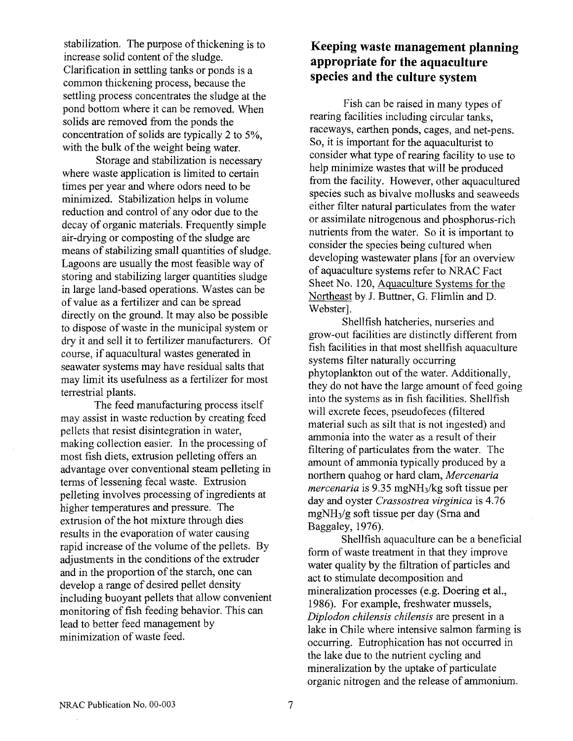stabilization. The purpose of thickening is to increase solid content of the sludge. Clarification in settling tanks or ponds is a common thickening process, because the settling process concentrates the sludge at the pond bottom where it can be removed. When solids are removed from the ponds the concentration of solids are typically 2 to 5%, with the bulk of the weight being water.

Storage and stabilization is necessary where waste application is limited to certain times per year and where odors need to be minimized. Stabilization helps in volume reduction and control of any odor due to the decay of organic materials. Frequently simple air-drying or composting of the sludge are means of stabilizing small quantities of sludge. Lagoons are usually the most feasible way of storing and stabilizing larger quantities sludge in large land-based operations. Wastes can be of value as a fertilizer and can be spread directly on the ground. It may also be possible to dispose of waste in the municipal system or dry it and sell it to fertilizer manufacturers. Of course, if aquacultural wastes generated in seawater systems may have residual salts that may limit its usefulness as a fertilizer for most terrestrial plants.

The feed manufacturing process itself may assist in waste reduction by creating feed pellets that resist disintegration in water, making collection easier. In the processing of most fish diets, extrusion pelleting offers an advantage over conventional steam pelleting in terms of lessening fecal waste. Extrusion pelleting involves processing of ingredients at higher temperatures and pressure. The extrusion of the hot mixture through dies results in the evaporation of water causing rapid increase of the volume of the pellets. By adjustments in the conditions of the extruder and in the proportion of the starch, one can develop a range of desired pellet density including buoyant pellets that allow convenient monitoring of fish feeding behavior. This can lead to better feed management by minimization of waste feed.

## Keeping waste management planning appropriate for the aquaculture species and the culture system

Fish can be raised in many types of rearing facilities including circular tanks, raceways, earthen ponds, cages, and net-pens. So, it is important for the aquaculturist to consider what type of rearing facility to use to help minimize wastes that will be produced from the facility. However, other aquacultured species such as bivalve mollusks and seaweeds either filter natural particulates from the water or assimilate nitrogenous and phosphorus-rich nutrients from the water. So it is important to consider the species being cultured when developing wastewater plans [for an overview of aquaculture systems refer to NRAC Fact Sheet No. 120, Aquaculture Systems for the Northeast by J. Buttner, G. Flimlin and D. Webster].

Shellfish hatcheries, nurseries and grow-out facilities are distinctly different from fish facilities in that most shellfish aquaculture systems filter naturally occurring phytoplankton out of the water. Additionally, they do not have the large amount of feed going into the systems as in fish facilities. Shellfish will excrete feces, pseudofeces (filtered material such as silt that is not ingested) and ammonia into the water as a result of their filtering of particulates from the water. The amount of ammonia typically produced by a northern quahog or hard clam, *Mercenaria mercenaria* is 9.35 $mgNH_3/kg$ soft tissue per day and oyster *Crassostrea virginica* is 4.76 $mgNH_3/g$ soft tissue per day (Srna and Baggaley, 1976).

Shellfish aquaculture can be a beneficial form of waste treatment in that they improve water quality by the filtration of particles and act to stimulate decomposition and mineralization processes (e.g. Doering et al., 1986). For example, freshwater mussels, *Diplodon chilensis chilensis* are present in a lake in Chile where intensive salmon farming is occurring. Eutrophication has not occurred in the lake due to the nutrient cycling and mineralization by the uptake of particulate organic nitrogen and the release of ammonium.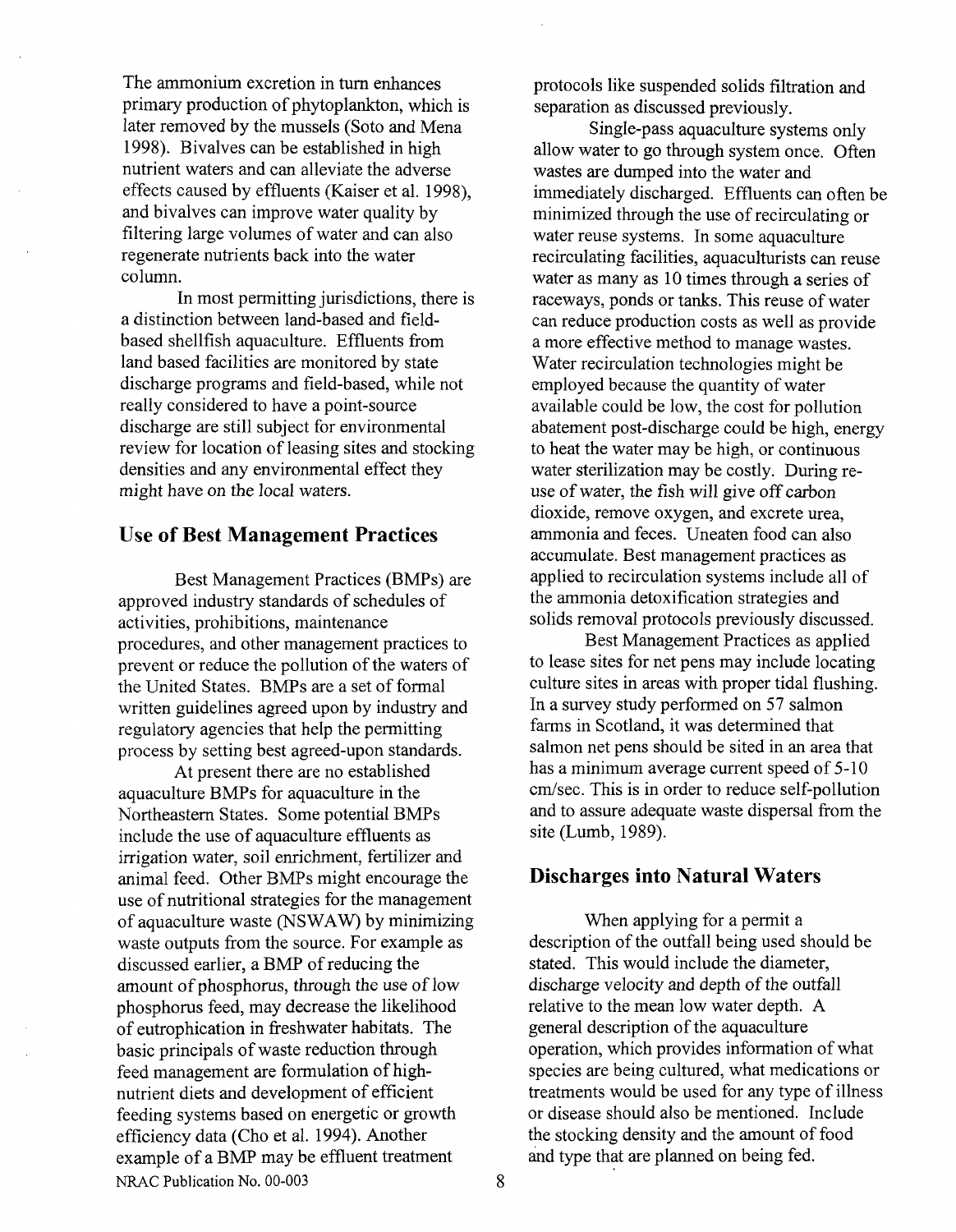The ammonium excretion in turn enhances primary production of phytoplankton, which is later removed by the mussels (Soto and Mena 1998). Bivalves can be established in high nutrient waters and can alleviate the adverse effects caused by effluents (Kaiser et al. 1998), and bivalves can improve water quality by filtering large volumes of water and can also regenerate nutrients back into the water column.

In most permitting jurisdictions, there is a distinction between land-based and field-based shellfish aquaculture. Effluents from land based facilities are monitored by state discharge programs and field-based, while not really considered to have a point-source discharge are still subject for environmental review for location of leasing sites and stocking densities and any environmental effect they might have on the local waters.

## Use of Best Management Practices

Best Management Practices (BMPs) are approved industry standards of schedules of activities, prohibitions, maintenance procedures, and other management practices to prevent or reduce the pollution of the waters of the United States. BMPs are a set of formal written guidelines agreed upon by industry and regulatory agencies that help the permitting process by setting best agreed-upon standards.

At present there are no established aquaculture BMPs for aquaculture in the Northeastern States. Some potential BMPs include the use of aquaculture effluents as irrigation water, soil enrichment, fertilizer and animal feed. Other BMPs might encourage the use of nutritional strategies for the management of aquaculture waste (NSWAW) by minimizing waste outputs from the source. For example as discussed earlier, a BMP of reducing the amount of phosphorus, through the use of low phosphorus feed, may decrease the likelihood of eutrophication in freshwater habitats. The basic principals of waste reduction through feed management are formulation of high-nutrient diets and development of efficient feeding systems based on energetic or growth efficiency data (Cho et al. 1994). Another example of a BMP may be effluent treatment protocols like suspended solids filtration and separation as discussed previously.

Single-pass aquaculture systems only allow water to go through system once. Often wastes are dumped into the water and immediately discharged. Effluents can often be minimized through the use of recirculating or water reuse systems. In some aquaculture recirculating facilities, aquaculturists can reuse water as many as 10 times through a series of raceways, ponds or tanks. This reuse of water can reduce production costs as well as provide a more effective method to manage wastes. Water recirculation technologies might be employed because the quantity of water available could be low, the cost for pollution abatement post-discharge could be high, energy to heat the water may be high, or continuous water sterilization may be costly. During re-use of water, the fish will give off carbon dioxide, remove oxygen, and excrete urea, ammonia and feces. Uneaten food can also accumulate. Best management practices as applied to recirculation systems include all of the ammonia detoxification strategies and solids removal protocols previously discussed.

Best Management Practices as applied to lease sites for net pens may include locating culture sites in areas with proper tidal flushing. In a survey study performed on 57 salmon farms in Scotland, it was determined that salmon net pens should be sited in an area that has a minimum average current speed of 5-10 cm/sec. This is in order to reduce self-pollution and to assure adequate waste dispersal from the site (Lumb, 1989).

## Discharges into Natural Waters

When applying for a permit a description of the outfall being used should be stated. This would include the diameter, discharge velocity and depth of the outfall relative to the mean low water depth. A general description of the aquaculture operation, which provides information of what species are being cultured, what medications or treatments would be used for any type of illness or disease should also be mentioned. Include the stocking density and the amount of food and type that are planned on being fed.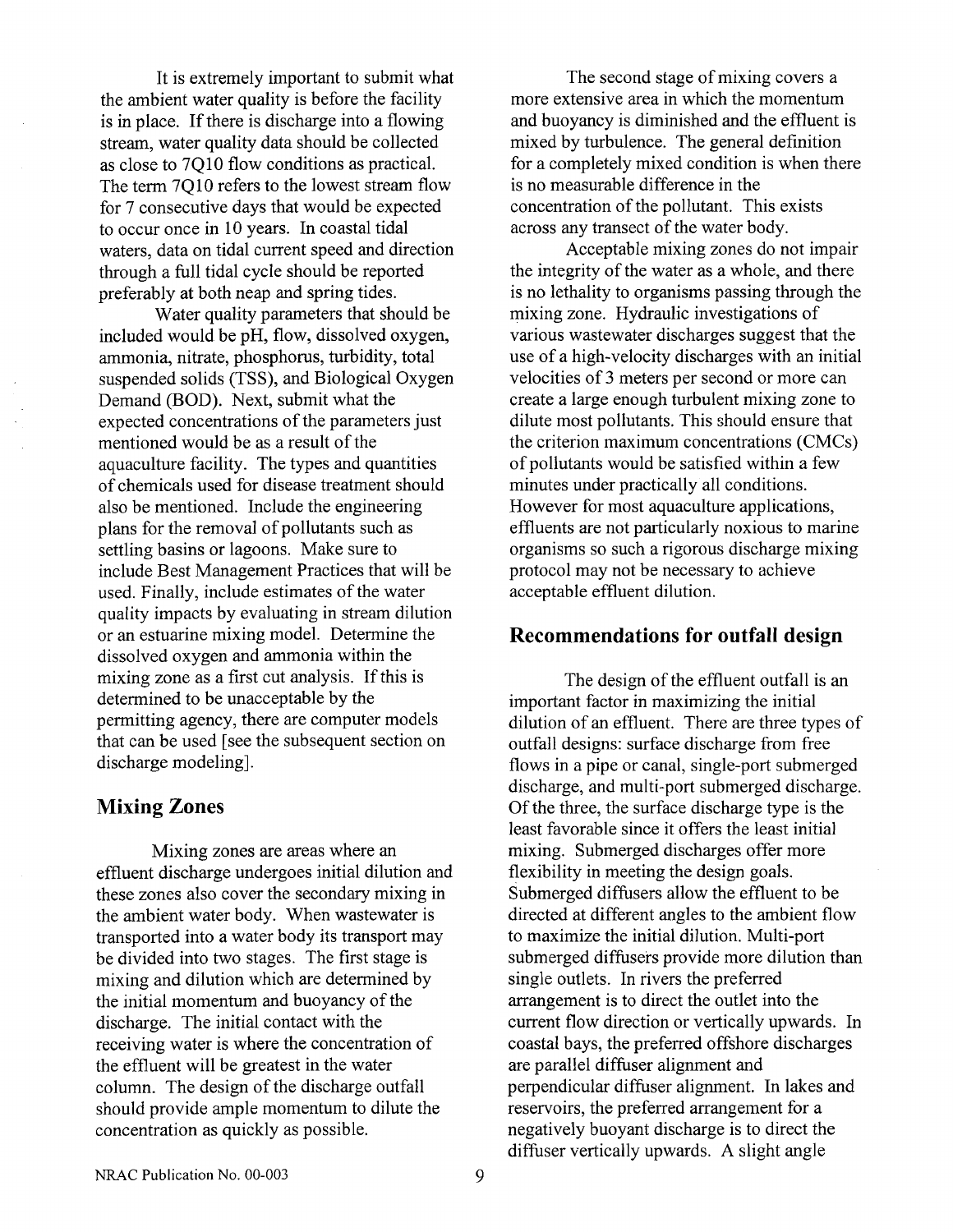It is extremely important to submit what the ambient water quality is before the facility is in place. If there is discharge into a flowing stream, water quality data should be collected as close to 7Q10 flow conditions as practical. The term 7Q10 refers to the lowest stream flow for 7 consecutive days that would be expected to occur once in 10 years. In coastal tidal waters, data on tidal current speed and direction through a full tidal cycle should be reported preferably at both neap and spring tides.

Water quality parameters that should be included would be pH, flow, dissolved oxygen, ammonia, nitrate, phosphorus, turbidity, total suspended solids (TSS), and Biological Oxygen Demand (BOD). Next, submit what the expected concentrations of the parameters just mentioned would be as a result of the aquaculture facility. The types and quantities of chemicals used for disease treatment should also be mentioned. Include the engineering plans for the removal of pollutants such as settling basins or lagoons. Make sure to include Best Management Practices that will be used. Finally, include estimates of the water quality impacts by evaluating in stream dilution or an estuarine mixing model. Determine the dissolved oxygen and ammonia within the mixing zone as a first cut analysis. If this is determined to be unacceptable by the permitting agency, there are computer models that can be used [see the subsequent section on discharge modeling].

## Mixing Zones

Mixing zones are areas where an effluent discharge undergoes initial dilution and these zones also cover the secondary mixing in the ambient water body. When wastewater is transported into a water body its transport may be divided into two stages. The first stage is mixing and dilution which are determined by the initial momentum and buoyancy of the discharge. The initial contact with the receiving water is where the concentration of the effluent will be greatest in the water column. The design of the discharge outfall should provide ample momentum to dilute the concentration as quickly as possible.

The second stage of mixing covers a more extensive area in which the momentum and buoyancy is diminished and the effluent is mixed by turbulence. The general definition for a completely mixed condition is when there is no measurable difference in the concentration of the pollutant. This exists across any transect of the water body.

Acceptable mixing zones do not impair the integrity of the water as a whole, and there is no lethality to organisms passing through the mixing zone. Hydraulic investigations of various wastewater discharges suggest that the use of a high-velocity discharges with an initial velocities of 3 meters per second or more can create a large enough turbulent mixing zone to dilute most pollutants. This should ensure that the criterion maximum concentrations (CMCs) of pollutants would be satisfied within a few minutes under practically all conditions. However for most aquaculture applications, effluents are not particularly noxious to marine organisms so such a rigorous discharge mixing protocol may not be necessary to achieve acceptable effluent dilution.

## Recommendations for outfall design

The design of the effluent outfall is an important factor in maximizing the initial dilution of an effluent. There are three types of outfall designs: surface discharge from free flows in a pipe or canal, single-port submerged discharge, and multi-port submerged discharge. Of the three, the surface discharge type is the least favorable since it offers the least initial mixing. Submerged discharges offer more flexibility in meeting the design goals. Submerged diffusers allow the effluent to be directed at different angles to the ambient flow to maximize the initial dilution. Multi-port submerged diffusers provide more dilution than single outlets. In rivers the preferred arrangement is to direct the outlet into the current flow direction or vertically upwards. In coastal bays, the preferred offshore discharges are parallel diffuser alignment and perpendicular diffuser alignment. In lakes and reservoirs, the preferred arrangement for a negatively buoyant discharge is to direct the diffuser vertically upwards. A slight angle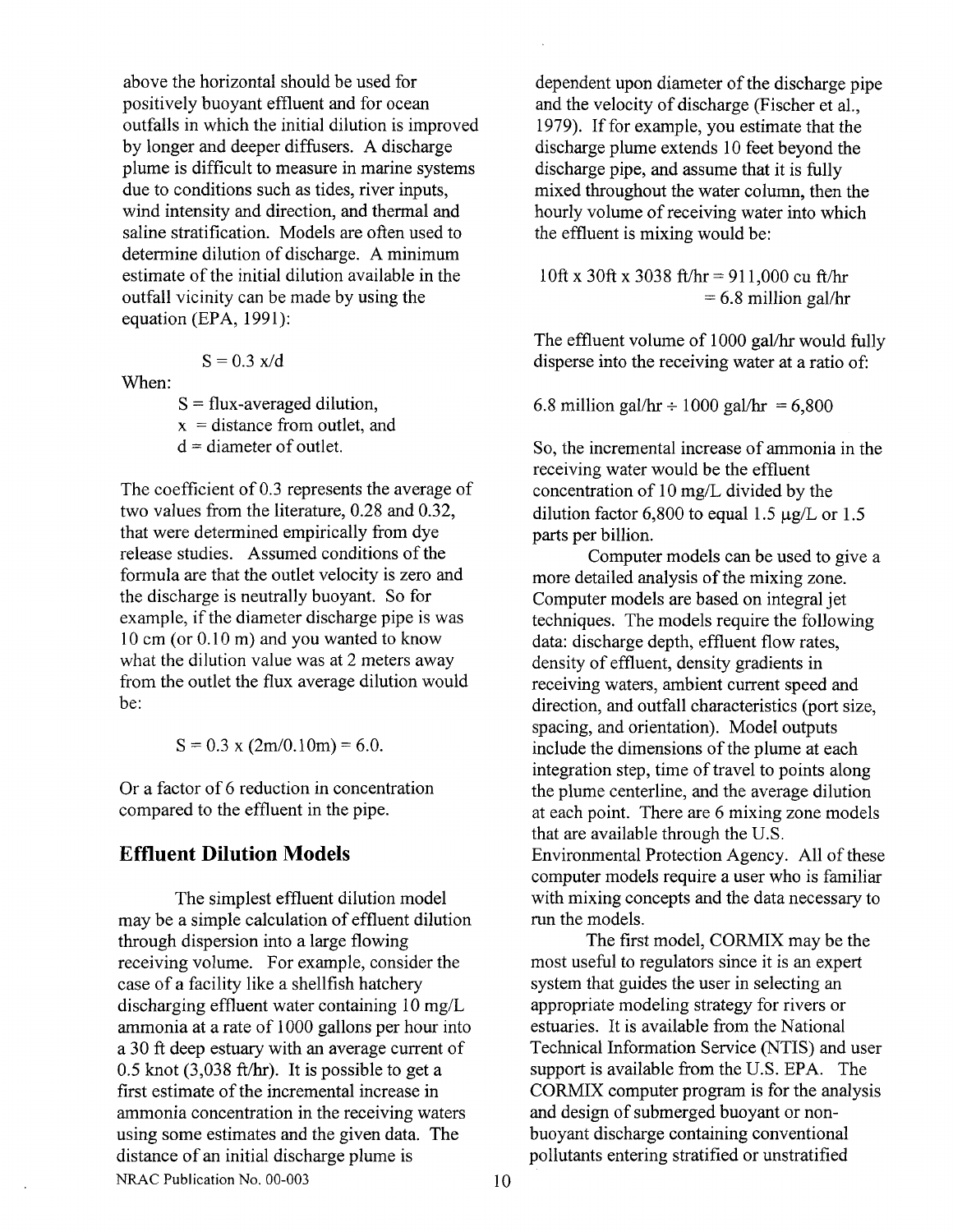above the horizontal should be used for positively buoyant effluent and for ocean outfalls in which the initial dilution is improved by longer and deeper diffusers. A discharge plume is difficult to measure in marine systems due to conditions such as tides, river inputs, wind intensity and direction, and thermal and saline stratification. Models are often used to determine dilution of discharge. A minimum estimate of the initial dilution available in the outfall vicinity can be made by using the equation (EPA, 1991):

$$S = 0.3\ x/d$$

When:

- $S$ = flux-averaged dilution,
- $x$ = distance from outlet, and
- $d$ = diameter of outlet.

The coefficient of 0.3 represents the average of two values from the literature, 0.28 and 0.32, that were determined empirically from dye release studies. Assumed conditions of the formula are that the outlet velocity is zero and the discharge is neutrally buoyant. So for example, if the diameter discharge pipe is was 10 cm (or 0.10 m) and you wanted to know what the dilution value was at 2 meters away from the outlet the flux average dilution would be:

$$S = 0.3 \times (2\text{m}/0.10\text{m}) = 6.0.$$

Or a factor of 6 reduction in concentration compared to the effluent in the pipe.

## Effluent Dilution Models

The simplest effluent dilution model may be a simple calculation of effluent dilution through dispersion into a large flowing receiving volume. For example, consider the case of a facility like a shellfish hatchery discharging effluent water containing 10 mg/L ammonia at a rate of 1000 gallons per hour into a 30 ft deep estuary with an average current of 0.5 knot (3,038 ft/hr). It is possible to get a first estimate of the incremental increase in ammonia concentration in the receiving waters using some estimates and the given data. The distance of an initial discharge plume is dependent upon diameter of the discharge pipe and the velocity of discharge (Fischer et al., 1979). If for example, you estimate that the discharge plume extends 10 feet beyond the discharge pipe, and assume that it is fully mixed throughout the water column, then the hourly volume of receiving water into which the effluent is mixing would be:

$$10\text{ft} \times 30\text{ft} \times 3038\ \text{ft/hr} = 911{,}000\ \text{cu ft/hr} = 6.8\ \text{million gal/hr}$$

The effluent volume of 1000 gal/hr would fully disperse into the receiving water at a ratio of:

$$6.8\ \text{million gal/hr} \div 1000\ \text{gal/hr} = 6{,}800$$

So, the incremental increase of ammonia in the receiving water would be the effluent concentration of 10 mg/L divided by the dilution factor 6,800 to equal 1.5 µg/L or 1.5 parts per billion.

Computer models can be used to give a more detailed analysis of the mixing zone. Computer models are based on integral jet techniques. The models require the following data: discharge depth, effluent flow rates, density of effluent, density gradients in receiving waters, ambient current speed and direction, and outfall characteristics (port size, spacing, and orientation). Model outputs include the dimensions of the plume at each integration step, time of travel to points along the plume centerline, and the average dilution at each point. There are 6 mixing zone models that are available through the U.S. Environmental Protection Agency. All of these computer models require a user who is familiar with mixing concepts and the data necessary to run the models.

The first model, CORMIX may be the most useful to regulators since it is an expert system that guides the user in selecting an appropriate modeling strategy for rivers or estuaries. It is available from the National Technical Information Service (NTIS) and user support is available from the U.S. EPA. The CORMIX computer program is for the analysis and design of submerged buoyant or non-buoyant discharge containing conventional pollutants entering stratified or unstratified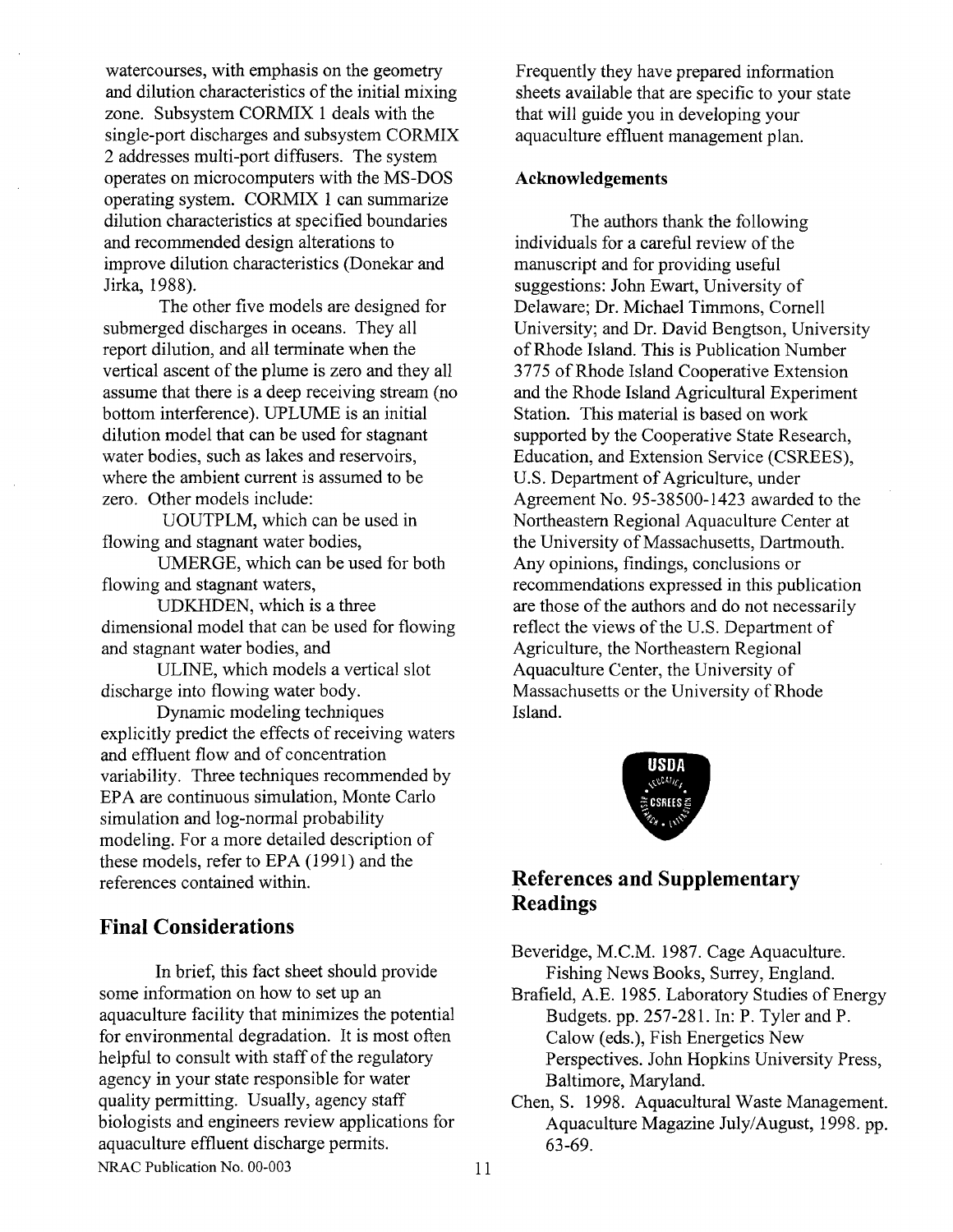watercourses, with emphasis on the geometry and dilution characteristics of the initial mixing zone. Subsystem CORMIX 1 deals with the single-port discharges and subsystem CORMIX 2 addresses multi-port diffusers. The system operates on microcomputers with the MS-DOS operating system. CORMIX 1 can summarize dilution characteristics at specified boundaries and recommended design alterations to improve dilution characteristics (Donekar and Jirka, 1988).

The other five models are designed for submerged discharges in oceans. They all report dilution, and all terminate when the vertical ascent of the plume is zero and they all assume that there is a deep receiving stream (no bottom interference). UPLUME is an initial dilution model that can be used for stagnant water bodies, such as lakes and reservoirs, where the ambient current is assumed to be zero. Other models include:

UOUTPLM, which can be used in flowing and stagnant water bodies,

UMERGE, which can be used for both flowing and stagnant waters,

UDKHDEN, which is a three dimensional model that can be used for flowing and stagnant water bodies, and

ULINE, which models a vertical slot discharge into flowing water body.

Dynamic modeling techniques explicitly predict the effects of receiving waters and effluent flow and of concentration variability. Three techniques recommended by EPA are continuous simulation, Monte Carlo simulation and log-normal probability modeling. For a more detailed description of these models, refer to EPA (1991) and the references contained within.

## Final Considerations

In brief, this fact sheet should provide some information on how to set up an aquaculture facility that minimizes the potential for environmental degradation. It is most often helpful to consult with staff of the regulatory agency in your state responsible for water quality permitting. Usually, agency staff biologists and engineers review applications for aquaculture effluent discharge permits. Frequently they have prepared information sheets available that are specific to your state that will guide you in developing your aquaculture effluent management plan.

### Acknowledgements

The authors thank the following individuals for a careful review of the manuscript and for providing useful suggestions: John Ewart, University of Delaware; Dr. Michael Timmons, Cornell University; and Dr. David Bengtson, University of Rhode Island. This is Publication Number 3775 of Rhode Island Cooperative Extension and the Rhode Island Agricultural Experiment Station. This material is based on work supported by the Cooperative State Research, Education, and Extension Service (CSREES), U.S. Department of Agriculture, under Agreement No. 95-38500-1423 awarded to the Northeastern Regional Aquaculture Center at the University of Massachusetts, Dartmouth. Any opinions, findings, conclusions or recommendations expressed in this publication are those of the authors and do not necessarily reflect the views of the U.S. Department of Agriculture, the Northeastern Regional Aquaculture Center, the University of Massachusetts or the University of Rhode Island.

## References and Supplementary Readings

Beveridge, M.C.M. 1987. Cage Aquaculture. Fishing News Books, Surrey, England.

Brafield, A.E. 1985. Laboratory Studies of Energy Budgets. pp. 257-281. In: P. Tyler and P. Calow (eds.), Fish Energetics New Perspectives. John Hopkins University Press, Baltimore, Maryland.

Chen, S. 1998. Aquacultural Waste Management. Aquaculture Magazine July/August, 1998. pp. 63-69.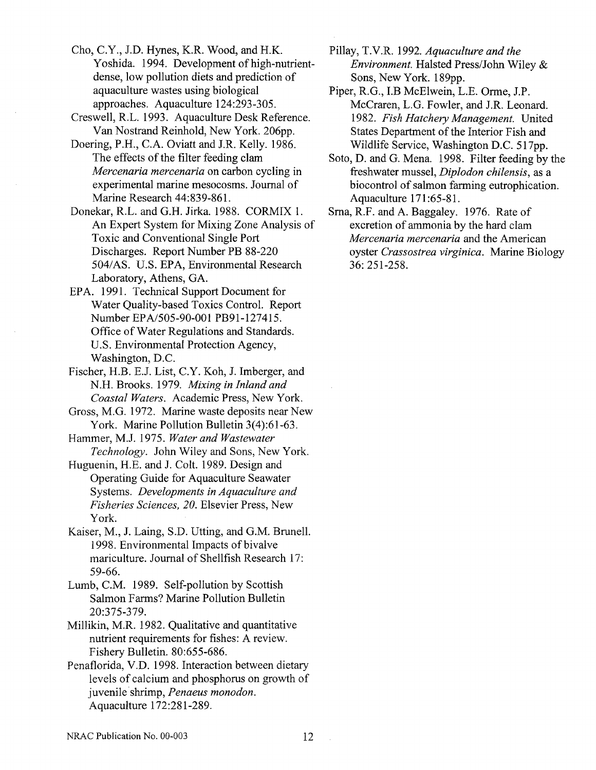Cho, C.Y., J.D. Hynes, K.R. Wood, and H.K. Yoshida. 1994. Development of high-nutrient-dense, low pollution diets and prediction of aquaculture wastes using biological approaches. Aquaculture 124:293-305.

Creswell, R.L. 1993. Aquaculture Desk Reference. Van Nostrand Reinhold, New York. 206pp.

Doering, P.H., C.A. Oviatt and J.R. Kelly. 1986. The effects of the filter feeding clam *Mercenaria mercenaria* on carbon cycling in experimental marine mesocosms. Journal of Marine Research 44:839-861.

Donekar, R.L. and G.H. Jirka. 1988. CORMIX 1. An Expert System for Mixing Zone Analysis of Toxic and Conventional Single Port Discharges. Report Number PB 88-220 504/AS. U.S. EPA, Environmental Research Laboratory, Athens, GA.

EPA. 1991. Technical Support Document for Water Quality-based Toxics Control. Report Number EPA/505-90-001 PB91-127415. Office of Water Regulations and Standards. U.S. Environmental Protection Agency, Washington, D.C.

Fischer, H.B. E.J. List, C.Y. Koh, J. Imberger, and N.H. Brooks. 1979. *Mixing in Inland and Coastal Waters.* Academic Press, New York.

Gross, M.G. 1972. Marine waste deposits near New York. Marine Pollution Bulletin 3(4):61-63.

Hammer, M.J. 1975. *Water and Wastewater Technology.* John Wiley and Sons, New York.

Huguenin, H.E. and J. Colt. 1989. Design and Operating Guide for Aquaculture Seawater Systems. *Developments in Aquaculture and Fisheries Sciences, 20.* Elsevier Press, New York.

Kaiser, M., J. Laing, S.D. Utting, and G.M. Brunell. 1998. Environmental Impacts of bivalve mariculture. Journal of Shellfish Research 17: 59-66.

Lumb, C.M. 1989. Self-pollution by Scottish Salmon Farms? Marine Pollution Bulletin 20:375-379.

Millikin, M.R. 1982. Qualitative and quantitative nutrient requirements for fishes: A review. Fishery Bulletin. 80:655-686.

Penaflorida, V.D. 1998. Interaction between dietary levels of calcium and phosphorus on growth of juvenile shrimp, *Penaeus monodon.* Aquaculture 172:281-289.

Pillay, T.V.R. 1992. *Aquaculture and the Environment.* Halsted Press/John Wiley & Sons, New York. 189pp.

Piper, R.G., I.B McElwein, L.E. Orme, J.P. McCraren, L.G. Fowler, and J.R. Leonard. 1982. *Fish Hatchery Management.* United States Department of the Interior Fish and Wildlife Service, Washington D.C. 517pp.

Soto, D. and G. Mena. 1998. Filter feeding by the freshwater mussel, *Diplodon chilensis*, as a biocontrol of salmon farming eutrophication. Aquaculture 171:65-81.

Srna, R.F. and A. Baggaley. 1976. Rate of excretion of ammonia by the hard clam *Mercenaria mercenaria* and the American oyster *Crassostrea virginica.* Marine Biology 36: 251-258.